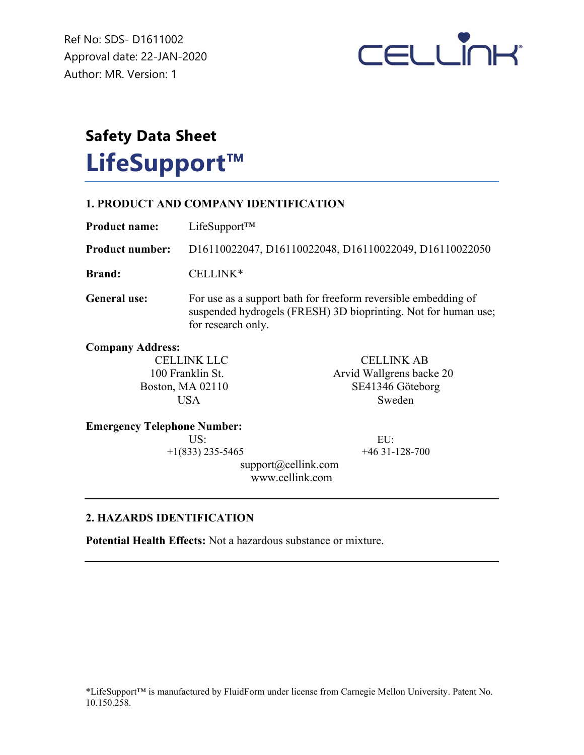Ref No: SDS- D1611002
Approval date: 22-JAN-2020
Author: MR. Version: 1

# Safety Data Sheet

# LifeSupport™

## 1. PRODUCT AND COMPANY IDENTIFICATION

**Product name:** LifeSupport™

**Product number:** D16110022047, D16110022048, D16110022049, D16110022050

**Brand:** CELLINK*

**General use:** For use as a support bath for freeform reversible embedding of suspended hydrogels (FRESH) 3D bioprinting. Not for human use; for research only.

**Company Address:**

CELLINK LLC
100 Franklin St.
Boston, MA 02110
USA

CELLINK AB
Arvid Wallgrens backe 20
SE41346 Göteborg
Sweden

**Emergency Telephone Number:**

US:
+1(833) 235-5465

EU:
+46 31-128-700

support@cellink.com
www.cellink.com

## 2. HAZARDS IDENTIFICATION

**Potential Health Effects:** Not a hazardous substance or mixture.

*LifeSupport™ is manufactured by FluidForm under license from Carnegie Mellon University. Patent No. 10.150.258.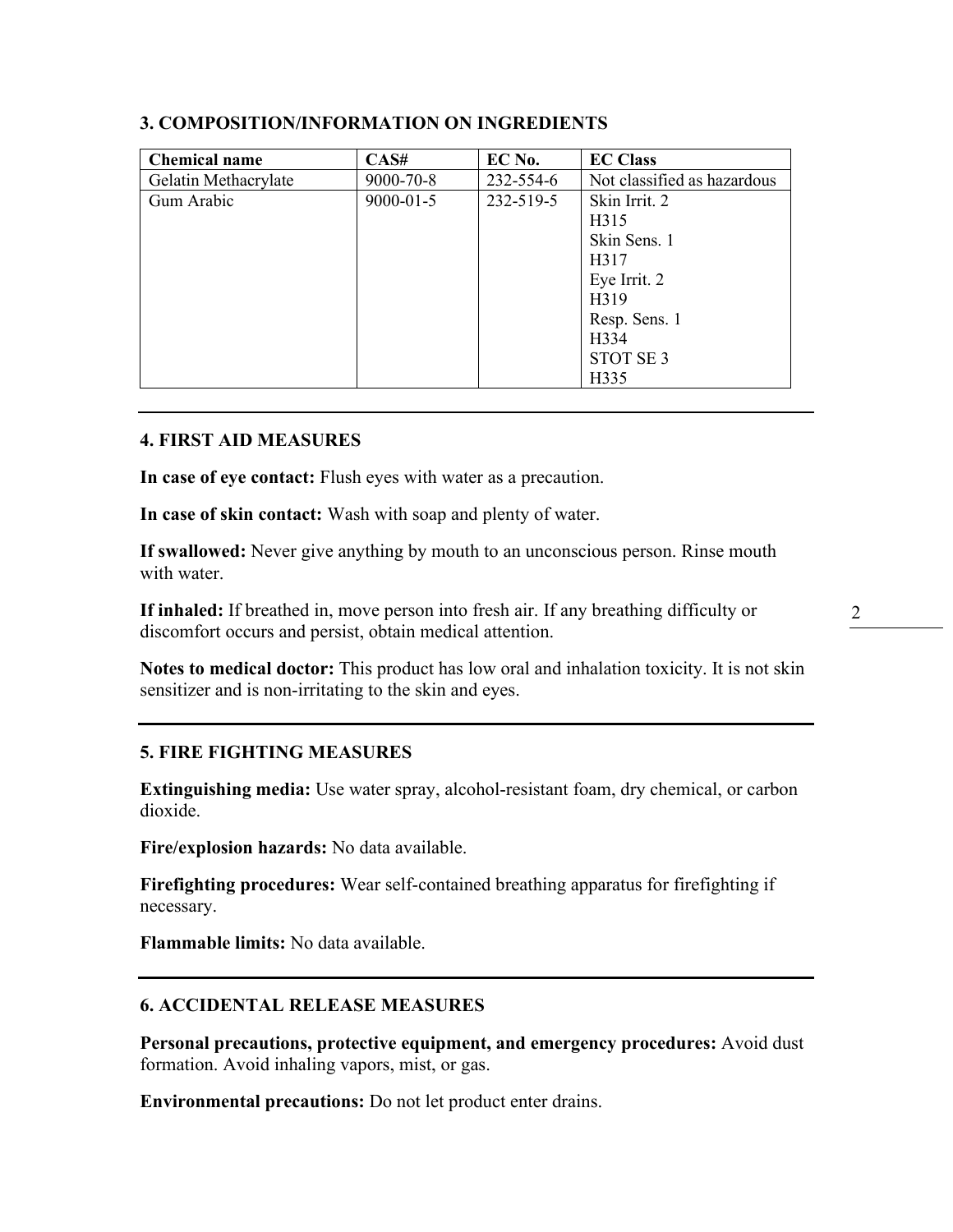## 3. COMPOSITION/INFORMATION ON INGREDIENTS

| Chemical name | CAS# | EC No. | EC Class |
|---|---|---|---|
| Gelatin Methacrylate | 9000-70-8 | 232-554-6 | Not classified as hazardous |
| Gum Arabic | 9000-01-5 | 232-519-5 | Skin Irrit. 2<br>H315<br>Skin Sens. 1<br>H317<br>Eye Irrit. 2<br>H319<br>Resp. Sens. 1<br>H334<br>STOT SE 3<br>H335 |

## 4. FIRST AID MEASURES

**In case of eye contact:** Flush eyes with water as a precaution.

**In case of skin contact:** Wash with soap and plenty of water.

**If swallowed:** Never give anything by mouth to an unconscious person. Rinse mouth with water.

**If inhaled:** If breathed in, move person into fresh air. If any breathing difficulty or discomfort occurs and persist, obtain medical attention.

**Notes to medical doctor:** This product has low oral and inhalation toxicity. It is not skin sensitizer and is non-irritating to the skin and eyes.

## 5. FIRE FIGHTING MEASURES

**Extinguishing media:** Use water spray, alcohol-resistant foam, dry chemical, or carbon dioxide.

**Fire/explosion hazards:** No data available.

**Firefighting procedures:** Wear self-contained breathing apparatus for firefighting if necessary.

**Flammable limits:** No data available.

## 6. ACCIDENTAL RELEASE MEASURES

**Personal precautions, protective equipment, and emergency procedures:** Avoid dust formation. Avoid inhaling vapors, mist, or gas.

**Environmental precautions:** Do not let product enter drains.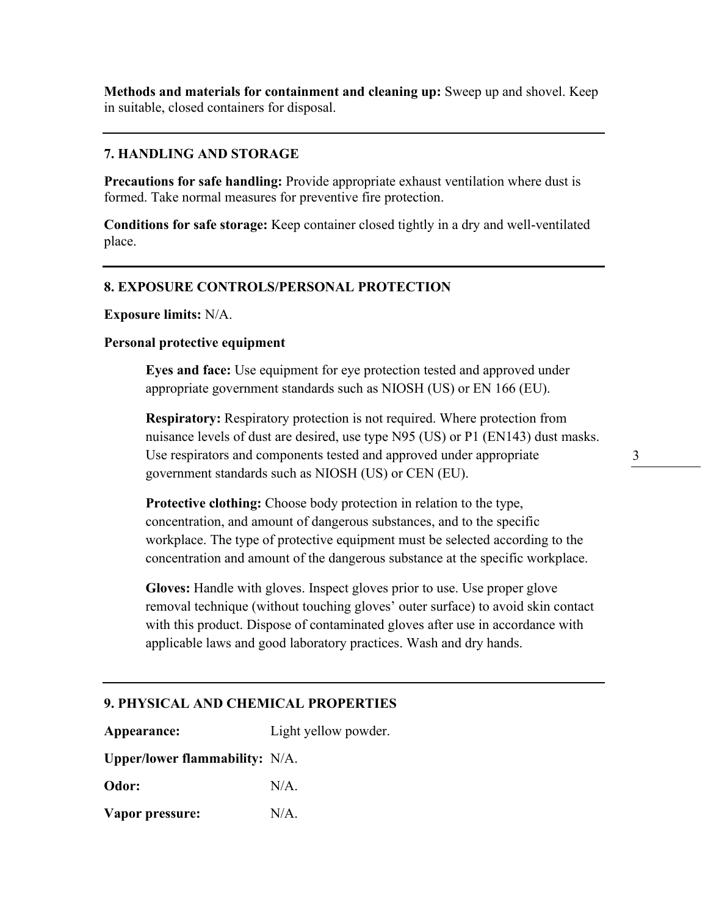**Methods and materials for containment and cleaning up:** Sweep up and shovel. Keep in suitable, closed containers for disposal.

---

## 7. HANDLING AND STORAGE

**Precautions for safe handling:** Provide appropriate exhaust ventilation where dust is formed. Take normal measures for preventive fire protection.

**Conditions for safe storage:** Keep container closed tightly in a dry and well-ventilated place.

---

## 8. EXPOSURE CONTROLS/PERSONAL PROTECTION

**Exposure limits:** N/A.

**Personal protective equipment**

> **Eyes and face:** Use equipment for eye protection tested and approved under appropriate government standards such as NIOSH (US) or EN 166 (EU).
>
> **Respiratory:** Respiratory protection is not required. Where protection from nuisance levels of dust are desired, use type N95 (US) or P1 (EN143) dust masks. Use respirators and components tested and approved under appropriate government standards such as NIOSH (US) or CEN (EU).
>
> **Protective clothing:** Choose body protection in relation to the type, concentration, and amount of dangerous substances, and to the specific workplace. The type of protective equipment must be selected according to the concentration and amount of the dangerous substance at the specific workplace.
>
> **Gloves:** Handle with gloves. Inspect gloves prior to use. Use proper glove removal technique (without touching gloves' outer surface) to avoid skin contact with this product. Dispose of contaminated gloves after use in accordance with applicable laws and good laboratory practices. Wash and dry hands.

---

## 9. PHYSICAL AND CHEMICAL PROPERTIES

**Appearance:** Light yellow powder.

**Upper/lower flammability:** N/A.

**Odor:** N/A.

**Vapor pressure:** N/A.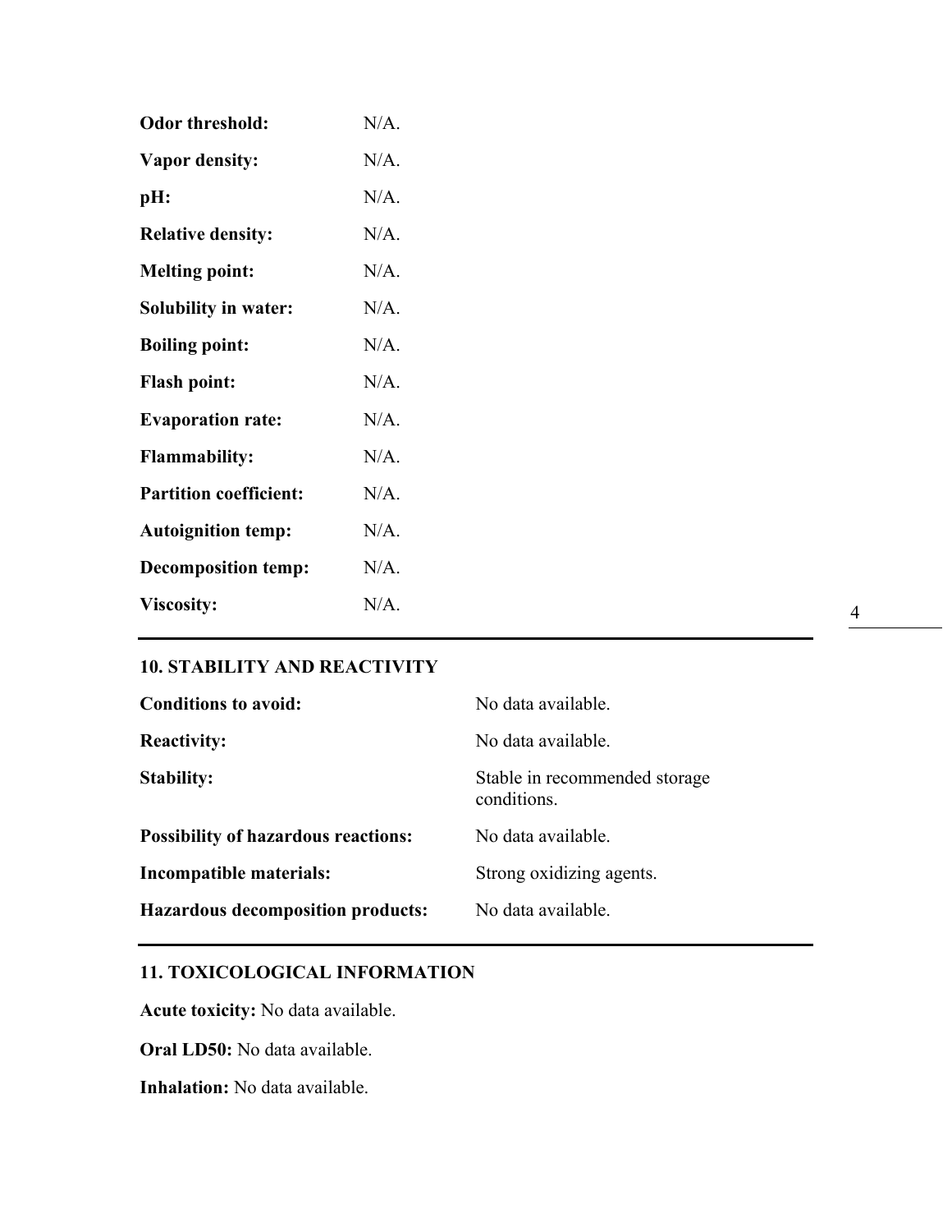**Odor threshold:** N/A.

**Vapor density:** N/A.

**pH:** N/A.

**Relative density:** N/A.

**Melting point:** N/A.

**Solubility in water:** N/A.

**Boiling point:** N/A.

**Flash point:** N/A.

**Evaporation rate:** N/A.

**Flammability:** N/A.

**Partition coefficient:** N/A.

**Autoignition temp:** N/A.

**Decomposition temp:** N/A.

**Viscosity:** N/A.

---

## 10. STABILITY AND REACTIVITY

**Conditions to avoid:** No data available.

**Reactivity:** No data available.

**Stability:** Stable in recommended storage conditions.

**Possibility of hazardous reactions:** No data available.

**Incompatible materials:** Strong oxidizing agents.

**Hazardous decomposition products:** No data available.

---

## 11. TOXICOLOGICAL INFORMATION

**Acute toxicity:** No data available.

**Oral LD50:** No data available.

**Inhalation:** No data available.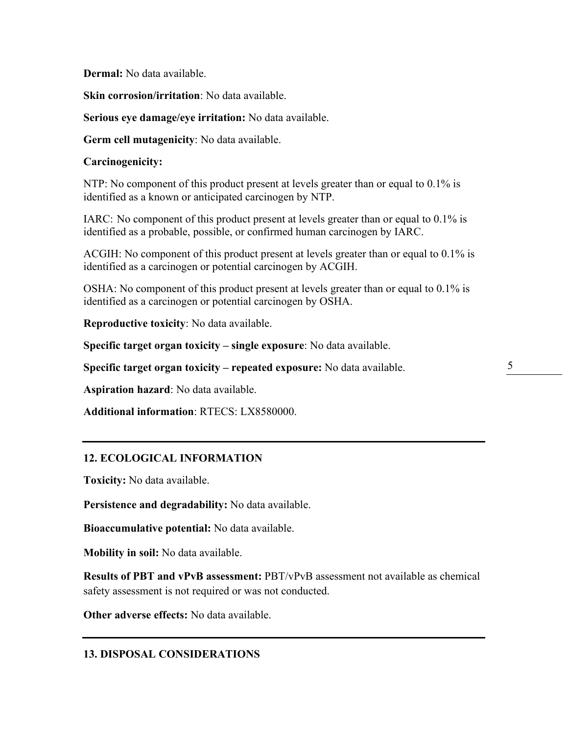**Dermal:** No data available.

**Skin corrosion/irritation**: No data available.

**Serious eye damage/eye irritation:** No data available.

**Germ cell mutagenicity**: No data available.

**Carcinogenicity:**

NTP: No component of this product present at levels greater than or equal to 0.1% is identified as a known or anticipated carcinogen by NTP.

IARC: No component of this product present at levels greater than or equal to 0.1% is identified as a probable, possible, or confirmed human carcinogen by IARC.

ACGIH: No component of this product present at levels greater than or equal to 0.1% is identified as a carcinogen or potential carcinogen by ACGIH.

OSHA: No component of this product present at levels greater than or equal to 0.1% is identified as a carcinogen or potential carcinogen by OSHA.

**Reproductive toxicity**: No data available.

**Specific target organ toxicity – single exposure**: No data available.

**Specific target organ toxicity – repeated exposure:** No data available.

**Aspiration hazard**: No data available.

**Additional information**: RTECS: LX8580000.

---

## 12. ECOLOGICAL INFORMATION

**Toxicity:** No data available.

**Persistence and degradability:** No data available.

**Bioaccumulative potential:** No data available.

**Mobility in soil:** No data available.

**Results of PBT and vPvB assessment:** PBT/vPvB assessment not available as chemical safety assessment is not required or was not conducted.

**Other adverse effects:** No data available.

---

## 13. DISPOSAL CONSIDERATIONS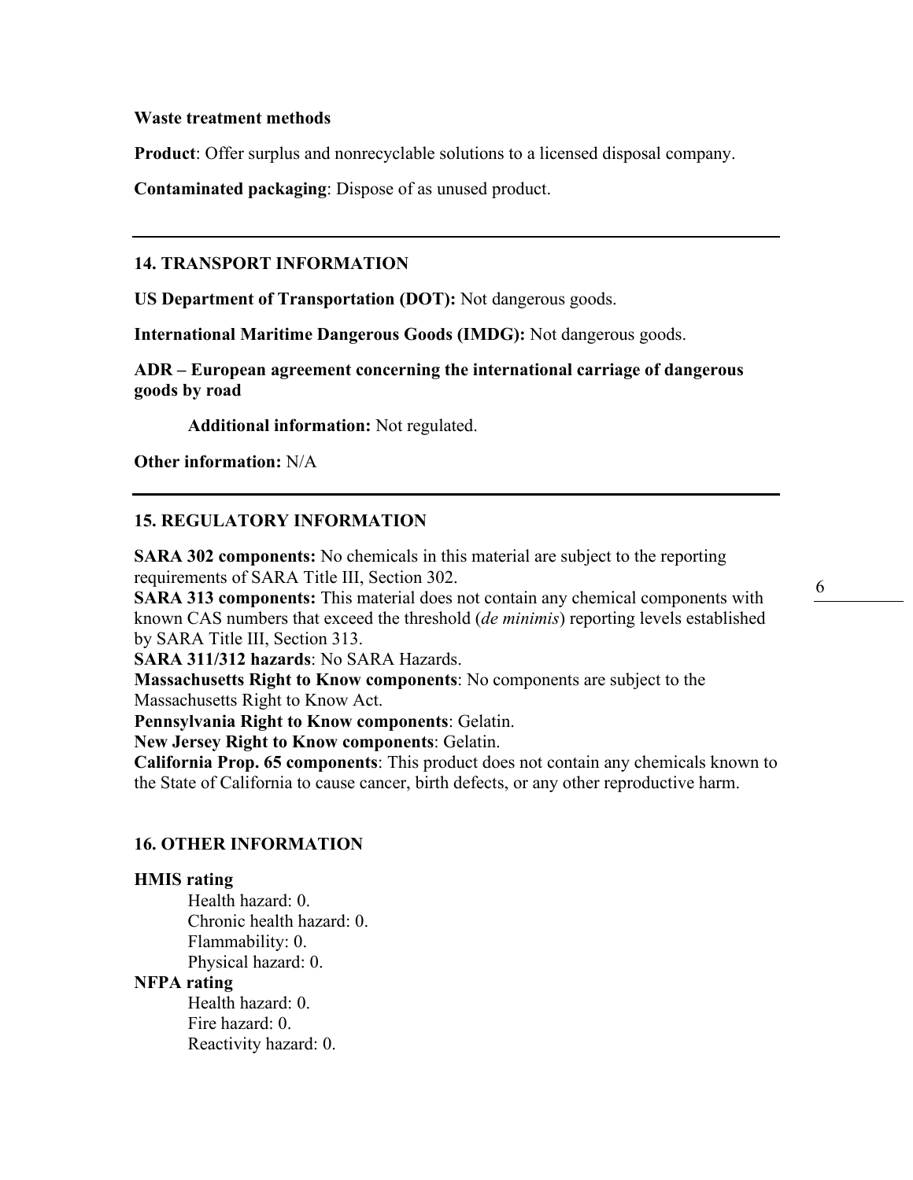**Waste treatment methods**

**Product**: Offer surplus and nonrecyclable solutions to a licensed disposal company.

**Contaminated packaging**: Dispose of as unused product.

---

## 14. TRANSPORT INFORMATION

**US Department of Transportation (DOT):** Not dangerous goods.

**International Maritime Dangerous Goods (IMDG):** Not dangerous goods.

**ADR – European agreement concerning the international carriage of dangerous goods by road**

**Additional information:** Not regulated.

**Other information:** N/A

---

## 15. REGULATORY INFORMATION

**SARA 302 components:** No chemicals in this material are subject to the reporting requirements of SARA Title III, Section 302.
**SARA 313 components:** This material does not contain any chemical components with known CAS numbers that exceed the threshold (*de minimis*) reporting levels established by SARA Title III, Section 313.
**SARA 311/312 hazards**: No SARA Hazards.
**Massachusetts Right to Know components**: No components are subject to the Massachusetts Right to Know Act.
**Pennsylvania Right to Know components**: Gelatin.
**New Jersey Right to Know components**: Gelatin.
**California Prop. 65 components**: This product does not contain any chemicals known to the State of California to cause cancer, birth defects, or any other reproductive harm.

## 16. OTHER INFORMATION

**HMIS rating**

Health hazard: 0.
Chronic health hazard: 0.
Flammability: 0.
Physical hazard: 0.

**NFPA rating**

Health hazard: 0.
Fire hazard: 0.
Reactivity hazard: 0.